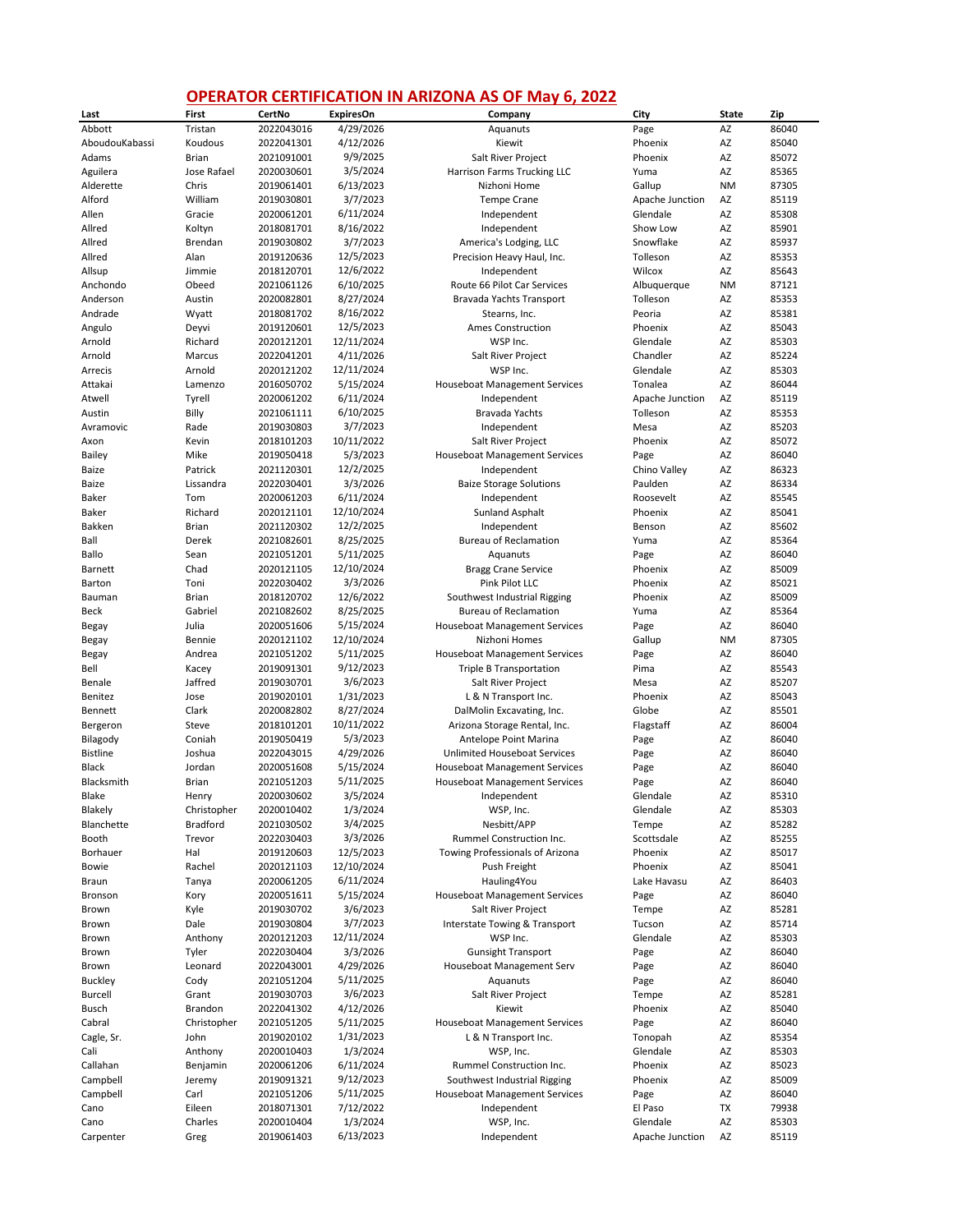# OPERATOR CERTIFICATION IN ARIZONA AS OF May 6, 2022

| Last | First | CertNo | ExpiresOn | Company | City | State | Zip |
|---|---|---|---|---|---|---|---|
| Abbott | Tristan | 2022043016 | 4/29/2026 | Aquanuts | Page | AZ | 86040 |
| AboudouKabassi | Koudous | 2022041301 | 4/12/2026 | Kiewit | Phoenix | AZ | 85040 |
| Adams | Brian | 2021091001 | 9/9/2025 | Salt River Project | Phoenix | AZ | 85072 |
| Aguilera | Jose Rafael | 2020030601 | 3/5/2024 | Harrison Farms Trucking LLC | Yuma | AZ | 85365 |
| Alderette | Chris | 2019061401 | 6/13/2023 | Nizhoni Home | Gallup | NM | 87305 |
| Alford | William | 2019030801 | 3/7/2023 | Tempe Crane | Apache Junction | AZ | 85119 |
| Allen | Gracie | 2020061201 | 6/11/2024 | Independent | Glendale | AZ | 85308 |
| Allred | Koltyn | 2018081701 | 8/16/2022 | Independent | Show Low | AZ | 85901 |
| Allred | Brendan | 2019030802 | 3/7/2023 | America's Lodging, LLC | Snowflake | AZ | 85937 |
| Allred | Alan | 2019120636 | 12/5/2023 | Precision Heavy Haul, Inc. | Tolleson | AZ | 85353 |
| Allsup | Jimmie | 2018120701 | 12/6/2022 | Independent | Wilcox | AZ | 85643 |
| Anchondo | Obeed | 2021061126 | 6/10/2025 | Route 66 Pilot Car Services | Albuquerque | NM | 87121 |
| Anderson | Austin | 2020082801 | 8/27/2024 | Bravada Yachts Transport | Tolleson | AZ | 85353 |
| Andrade | Wyatt | 2018081702 | 8/16/2022 | Stearns, Inc. | Peoria | AZ | 85381 |
| Angulo | Deyvi | 2019120601 | 12/5/2023 | Ames Construction | Phoenix | AZ | 85043 |
| Arnold | Richard | 2020121201 | 12/11/2024 | WSP Inc. | Glendale | AZ | 85303 |
| Arnold | Marcus | 2022041201 | 4/11/2026 | Salt River Project | Chandler | AZ | 85224 |
| Arrecis | Arnold | 2020121202 | 12/11/2024 | WSP Inc. | Glendale | AZ | 85303 |
| Attakai | Lamenzo | 2016050702 | 5/15/2024 | Houseboat Management Services | Tonalea | AZ | 86044 |
| Atwell | Tyrell | 2020061202 | 6/11/2024 | Independent | Apache Junction | AZ | 85119 |
| Austin | Billy | 2021061111 | 6/10/2025 | Bravada Yachts | Tolleson | AZ | 85353 |
| Avramovic | Rade | 2019030803 | 3/7/2023 | Independent | Mesa | AZ | 85203 |
| Axon | Kevin | 2018101203 | 10/11/2022 | Salt River Project | Phoenix | AZ | 85072 |
| Bailey | Mike | 2019050418 | 5/3/2023 | Houseboat Management Services | Page | AZ | 86040 |
| Baize | Patrick | 2021120301 | 12/2/2025 | Independent | Chino Valley | AZ | 86323 |
| Baize | Lissandra | 2022030401 | 3/3/2026 | Baize Storage Solutions | Paulden | AZ | 86334 |
| Baker | Tom | 2020061203 | 6/11/2024 | Independent | Roosevelt | AZ | 85545 |
| Baker | Richard | 2020121101 | 12/10/2024 | Sunland Asphalt | Phoenix | AZ | 85041 |
| Bakken | Brian | 2021120302 | 12/2/2025 | Independent | Benson | AZ | 85602 |
| Ball | Derek | 2021082601 | 8/25/2025 | Bureau of Reclamation | Yuma | AZ | 85364 |
| Ballo | Sean | 2021051201 | 5/11/2025 | Aquanuts | Page | AZ | 86040 |
| Barnett | Chad | 2020121105 | 12/10/2024 | Bragg Crane Service | Phoenix | AZ | 85009 |
| Barton | Toni | 2022030402 | 3/3/2026 | Pink Pilot LLC | Phoenix | AZ | 85021 |
| Bauman | Brian | 2018120702 | 12/6/2022 | Southwest Industrial Rigging | Phoenix | AZ | 85009 |
| Beck | Gabriel | 2021082602 | 8/25/2025 | Bureau of Reclamation | Yuma | AZ | 85364 |
| Begay | Julia | 2020051606 | 5/15/2024 | Houseboat Management Services | Page | AZ | 86040 |
| Begay | Bennie | 2020121102 | 12/10/2024 | Nizhoni Homes | Gallup | NM | 87305 |
| Begay | Andrea | 2021051202 | 5/11/2025 | Houseboat Management Services | Page | AZ | 86040 |
| Bell | Kacey | 2019091301 | 9/12/2023 | Triple B Transportation | Pima | AZ | 85543 |
| Benale | Jaffred | 2019030701 | 3/6/2023 | Salt River Project | Mesa | AZ | 85207 |
| Benitez | Jose | 2019020101 | 1/31/2023 | L & N Transport Inc. | Phoenix | AZ | 85043 |
| Bennett | Clark | 2020082802 | 8/27/2024 | DalMolin Excavating, Inc. | Globe | AZ | 85501 |
| Bergeron | Steve | 2018101201 | 10/11/2022 | Arizona Storage Rental, Inc. | Flagstaff | AZ | 86004 |
| Bilagody | Coniah | 2019050419 | 5/3/2023 | Antelope Point Marina | Page | AZ | 86040 |
| Bistline | Joshua | 2022043015 | 4/29/2026 | Unlimited Houseboat Services | Page | AZ | 86040 |
| Black | Jordan | 2020051608 | 5/15/2024 | Houseboat Management Services | Page | AZ | 86040 |
| Blacksmith | Brian | 2021051203 | 5/11/2025 | Houseboat Management Services | Page | AZ | 86040 |
| Blake | Henry | 2020030602 | 3/5/2024 | Independent | Glendale | AZ | 85310 |
| Blakely | Christopher | 2020010402 | 1/3/2024 | WSP, Inc. | Glendale | AZ | 85303 |
| Blanchette | Bradford | 2021030502 | 3/4/2025 | Nesbitt/APP | Tempe | AZ | 85282 |
| Booth | Trevor | 2022030403 | 3/3/2026 | Rummel Construction Inc. | Scottsdale | AZ | 85255 |
| Borhauer | Hal | 2019120603 | 12/5/2023 | Towing Professionals of Arizona | Phoenix | AZ | 85017 |
| Bowie | Rachel | 2020121103 | 12/10/2024 | Push Freight | Phoenix | AZ | 85041 |
| Braun | Tanya | 2020061205 | 6/11/2024 | Hauling4You | Lake Havasu | AZ | 86403 |
| Bronson | Kory | 2020051611 | 5/15/2024 | Houseboat Management Services | Page | AZ | 86040 |
| Brown | Kyle | 2019030702 | 3/6/2023 | Salt River Project | Tempe | AZ | 85281 |
| Brown | Dale | 2019030804 | 3/7/2023 | Interstate Towing & Transport | Tucson | AZ | 85714 |
| Brown | Anthony | 2020121203 | 12/11/2024 | WSP Inc. | Glendale | AZ | 85303 |
| Brown | Tyler | 2022030404 | 3/3/2026 | Gunsight Transport | Page | AZ | 86040 |
| Brown | Leonard | 2022043001 | 4/29/2026 | Houseboat Management Serv | Page | AZ | 86040 |
| Buckley | Cody | 2021051204 | 5/11/2025 | Aquanuts | Page | AZ | 86040 |
| Burcell | Grant | 2019030703 | 3/6/2023 | Salt River Project | Tempe | AZ | 85281 |
| Busch | Brandon | 2022041302 | 4/12/2026 | Kiewit | Phoenix | AZ | 85040 |
| Cabral | Christopher | 2021051205 | 5/11/2025 | Houseboat Management Services | Page | AZ | 86040 |
| Cagle, Sr. | John | 2019020102 | 1/31/2023 | L & N Transport Inc. | Tonopah | AZ | 85354 |
| Cali | Anthony | 2020010403 | 1/3/2024 | WSP, Inc. | Glendale | AZ | 85303 |
| Callahan | Benjamin | 2020061206 | 6/11/2024 | Rummel Construction Inc. | Phoenix | AZ | 85023 |
| Campbell | Jeremy | 2019091321 | 9/12/2023 | Southwest Industrial Rigging | Phoenix | AZ | 85009 |
| Campbell | Carl | 2021051206 | 5/11/2025 | Houseboat Management Services | Page | AZ | 86040 |
| Cano | Eileen | 2018071301 | 7/12/2022 | Independent | El Paso | TX | 79938 |
| Cano | Charles | 2020010404 | 1/3/2024 | WSP, Inc. | Glendale | AZ | 85303 |
| Carpenter | Greg | 2019061403 | 6/13/2023 | Independent | Apache Junction | AZ | 85119 |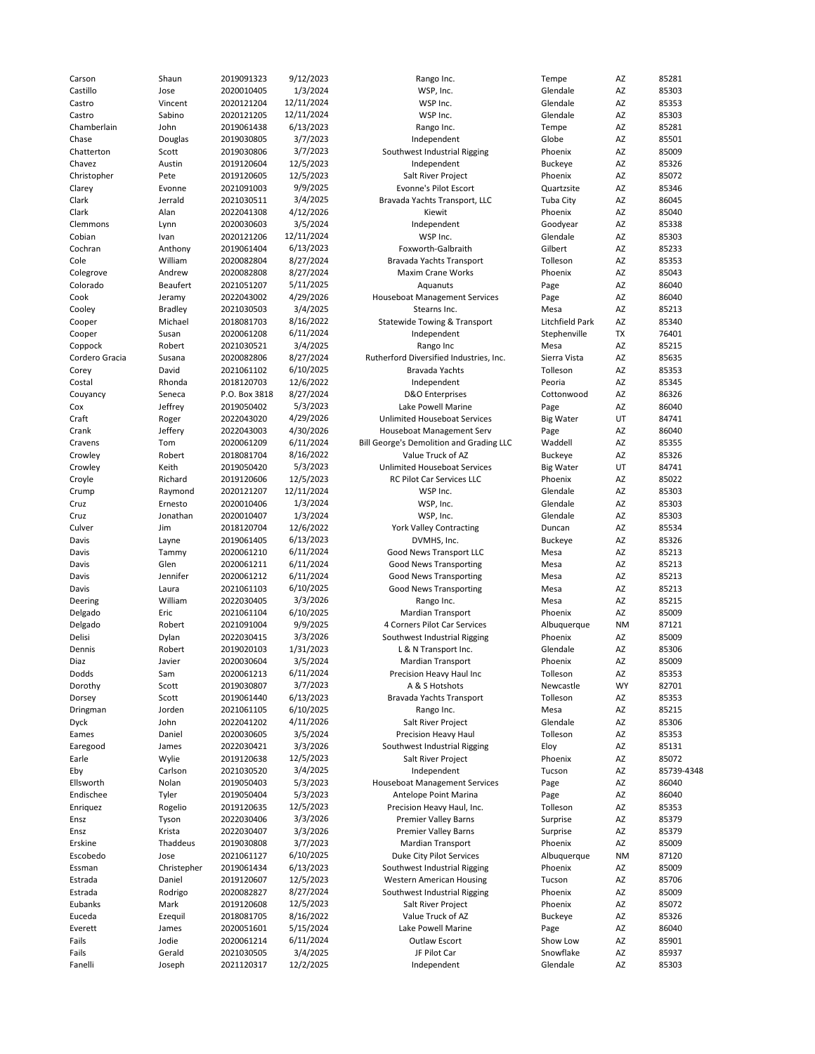| | | | | | | | |
|---|---|---|---|---|---|---|---|
| Carson | Shaun | 2019091323 | 9/12/2023 | Rango Inc. | Tempe | AZ | 85281 |
| Castillo | Jose | 2020010405 | 1/3/2024 | WSP, Inc. | Glendale | AZ | 85303 |
| Castro | Vincent | 2020121204 | 12/11/2024 | WSP Inc. | Glendale | AZ | 85353 |
| Castro | Sabino | 2020121205 | 12/11/2024 | WSP Inc. | Glendale | AZ | 85303 |
| Chamberlain | John | 2019061438 | 6/13/2023 | Rango Inc. | Tempe | AZ | 85281 |
| Chase | Douglas | 2019030805 | 3/7/2023 | Independent | Globe | AZ | 85501 |
| Chatterton | Scott | 2019030806 | 3/7/2023 | Southwest Industrial Rigging | Phoenix | AZ | 85009 |
| Chavez | Austin | 2019120604 | 12/5/2023 | Independent | Buckeye | AZ | 85326 |
| Christopher | Pete | 2019120605 | 12/5/2023 | Salt River Project | Phoenix | AZ | 85072 |
| Clarey | Evonne | 2021091003 | 9/9/2025 | Evonne's Pilot Escort | Quartzsite | AZ | 85346 |
| Clark | Jerrald | 2021030511 | 3/4/2025 | Bravada Yachts Transport, LLC | Tuba City | AZ | 86045 |
| Clark | Alan | 2022041308 | 4/12/2026 | Kiewit | Phoenix | AZ | 85040 |
| Clemmons | Lynn | 2020030603 | 3/5/2024 | Independent | Goodyear | AZ | 85338 |
| Cobian | Ivan | 2020121206 | 12/11/2024 | WSP Inc. | Glendale | AZ | 85303 |
| Cochran | Anthony | 2019061404 | 6/13/2023 | Foxworth-Galbraith | Gilbert | AZ | 85233 |
| Cole | William | 2020082804 | 8/27/2024 | Bravada Yachts Transport | Tolleson | AZ | 85353 |
| Colegrove | Andrew | 2020082808 | 8/27/2024 | Maxim Crane Works | Phoenix | AZ | 85043 |
| Colorado | Beaufert | 2021051207 | 5/11/2025 | Aquanuts | Page | AZ | 86040 |
| Cook | Jeramy | 2022043002 | 4/29/2026 | Houseboat Management Services | Page | AZ | 86040 |
| Cooley | Bradley | 2021030503 | 3/4/2025 | Stearns Inc. | Mesa | AZ | 85213 |
| Cooper | Michael | 2018081703 | 8/16/2022 | Statewide Towing & Transport | Litchfield Park | AZ | 85340 |
| Cooper | Susan | 2020061208 | 6/11/2024 | Independent | Stephenville | TX | 76401 |
| Coppock | Robert | 2021030521 | 3/4/2025 | Rango Inc | Mesa | AZ | 85215 |
| Cordero Gracia | Susana | 2020082806 | 8/27/2024 | Rutherford Diversified Industries, Inc. | Sierra Vista | AZ | 85635 |
| Corey | David | 2021061102 | 6/10/2025 | Bravada Yachts | Tolleson | AZ | 85353 |
| Costal | Rhonda | 2018120703 | 12/6/2022 | Independent | Peoria | AZ | 85345 |
| Couyancy | Seneca | P.O. Box 3818 | 8/27/2024 | D&O Enterprises | Cottonwood | AZ | 86326 |
| Cox | Jeffrey | 2019050402 | 5/3/2023 | Lake Powell Marine | Page | AZ | 86040 |
| Craft | Roger | 2022043020 | 4/29/2026 | Unlimited Houseboat Services | Big Water | UT | 84741 |
| Crank | Jeffery | 2022043003 | 4/30/2026 | Houseboat Management Serv | Page | AZ | 86040 |
| Cravens | Tom | 2020061209 | 6/11/2024 | Bill George's Demolition and Grading LLC | Waddell | AZ | 85355 |
| Crowley | Robert | 2018081704 | 8/16/2022 | Value Truck of AZ | Buckeye | AZ | 85326 |
| Crowley | Keith | 2019050420 | 5/3/2023 | Unlimited Houseboat Services | Big Water | UT | 84741 |
| Croyle | Richard | 2019120606 | 12/5/2023 | RC Pilot Car Services LLC | Phoenix | AZ | 85022 |
| Crump | Raymond | 2020121207 | 12/11/2024 | WSP Inc. | Glendale | AZ | 85303 |
| Cruz | Ernesto | 2020010406 | 1/3/2024 | WSP, Inc. | Glendale | AZ | 85303 |
| Cruz | Jonathan | 2020010407 | 1/3/2024 | WSP, Inc. | Glendale | AZ | 85303 |
| Culver | Jim | 2018120704 | 12/6/2022 | York Valley Contracting | Duncan | AZ | 85534 |
| Davis | Layne | 2019061405 | 6/13/2023 | DVMHS, Inc. | Buckeye | AZ | 85326 |
| Davis | Tammy | 2020061210 | 6/11/2024 | Good News Transport LLC | Mesa | AZ | 85213 |
| Davis | Glen | 2020061211 | 6/11/2024 | Good News Transporting | Mesa | AZ | 85213 |
| Davis | Jennifer | 2020061212 | 6/11/2024 | Good News Transporting | Mesa | AZ | 85213 |
| Davis | Laura | 2021061103 | 6/10/2025 | Good News Transporting | Mesa | AZ | 85213 |
| Deering | William | 2022030405 | 3/3/2026 | Rango Inc. | Mesa | AZ | 85215 |
| Delgado | Eric | 2021061104 | 6/10/2025 | Mardian Transport | Phoenix | AZ | 85009 |
| Delgado | Robert | 2021091004 | 9/9/2025 | 4 Corners Pilot Car Services | Albuquerque | NM | 87121 |
| Delisi | Dylan | 2022030415 | 3/3/2026 | Southwest Industrial Rigging | Phoenix | AZ | 85009 |
| Dennis | Robert | 2019020103 | 1/31/2023 | L & N Transport Inc. | Glendale | AZ | 85306 |
| Diaz | Javier | 2020030604 | 3/5/2024 | Mardian Transport | Phoenix | AZ | 85009 |
| Dodds | Sam | 2020061213 | 6/11/2024 | Precision Heavy Haul Inc | Tolleson | AZ | 85353 |
| Dorothy | Scott | 2019030807 | 3/7/2023 | A & S Hotshots | Newcastle | WY | 82701 |
| Dorsey | Scott | 2019061440 | 6/13/2023 | Bravada Yachts Transport | Tolleson | AZ | 85353 |
| Dringman | Jorden | 2021061105 | 6/10/2025 | Rango Inc. | Mesa | AZ | 85215 |
| Dyck | John | 2022041202 | 4/11/2026 | Salt River Project | Glendale | AZ | 85306 |
| Eames | Daniel | 2020030605 | 3/5/2024 | Precision Heavy Haul | Tolleson | AZ | 85353 |
| Earegood | James | 2022030421 | 3/3/2026 | Southwest Industrial Rigging | Eloy | AZ | 85131 |
| Earle | Wylie | 2019120638 | 12/5/2023 | Salt River Project | Phoenix | AZ | 85072 |
| Eby | Carlson | 2021030520 | 3/4/2025 | Independent | Tucson | AZ | 85739-4348 |
| Ellsworth | Nolan | 2019050403 | 5/3/2023 | Houseboat Management Services | Page | AZ | 86040 |
| Endischee | Tyler | 2019050404 | 5/3/2023 | Antelope Point Marina | Page | AZ | 86040 |
| Enriquez | Rogelio | 2019120635 | 12/5/2023 | Precision Heavy Haul, Inc. | Tolleson | AZ | 85353 |
| Ensz | Tyson | 2022030406 | 3/3/2026 | Premier Valley Barns | Surprise | AZ | 85379 |
| Ensz | Krista | 2022030407 | 3/3/2026 | Premier Valley Barns | Surprise | AZ | 85379 |
| Erskine | Thaddeus | 2019030808 | 3/7/2023 | Mardian Transport | Phoenix | AZ | 85009 |
| Escobedo | Jose | 2021061127 | 6/10/2025 | Duke City Pilot Services | Albuquerque | NM | 87120 |
| Essman | Christepher | 2019061434 | 6/13/2023 | Southwest Industrial Rigging | Phoenix | AZ | 85009 |
| Estrada | Daniel | 2019120607 | 12/5/2023 | Western American Housing | Tucson | AZ | 85706 |
| Estrada | Rodrigo | 2020082827 | 8/27/2024 | Southwest Industrial Rigging | Phoenix | AZ | 85009 |
| Eubanks | Mark | 2019120608 | 12/5/2023 | Salt River Project | Phoenix | AZ | 85072 |
| Euceda | Ezequil | 2018081705 | 8/16/2022 | Value Truck of AZ | Buckeye | AZ | 85326 |
| Everett | James | 2020051601 | 5/15/2024 | Lake Powell Marine | Page | AZ | 86040 |
| Fails | Jodie | 2020061214 | 6/11/2024 | Outlaw Escort | Show Low | AZ | 85901 |
| Fails | Gerald | 2021030505 | 3/4/2025 | JF Pilot Car | Snowflake | AZ | 85937 |
| Fanelli | Joseph | 2021120317 | 12/2/2025 | Independent | Glendale | AZ | 85303 |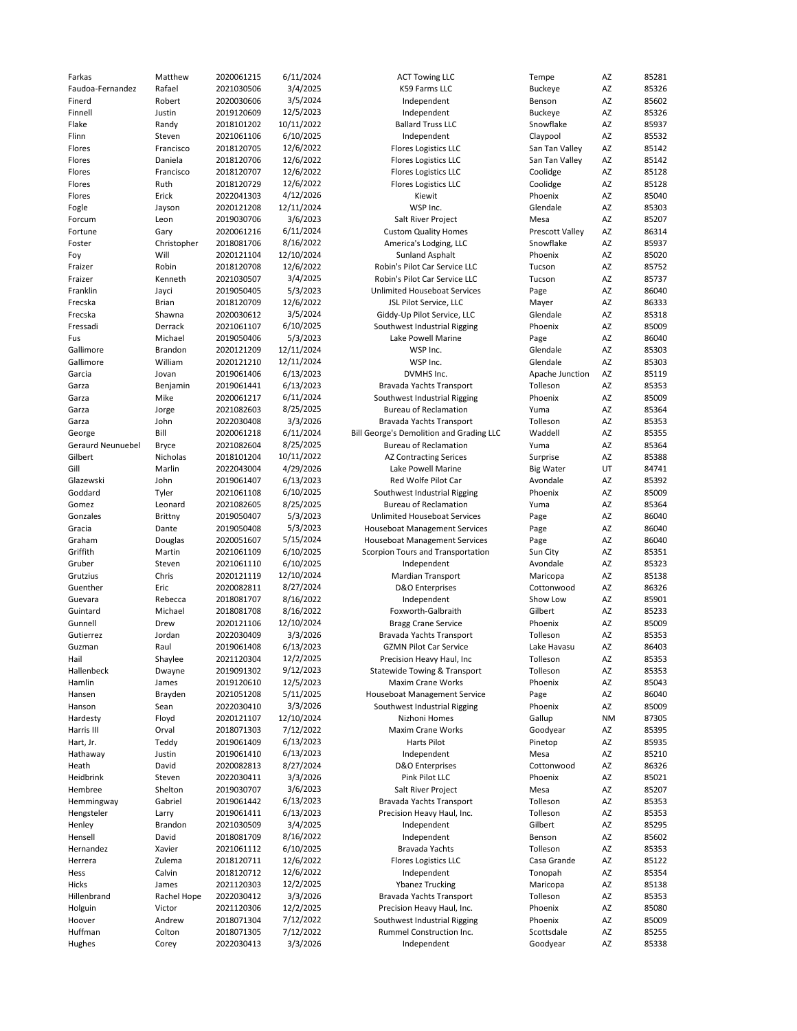| | | | | | | | |
|---|---|---|---|---|---|---|---|
| Farkas | Matthew | 2020061215 | 6/11/2024 | ACT Towing LLC | Tempe | AZ | 85281 |
| Faudoa-Fernandez | Rafael | 2021030506 | 3/4/2025 | K59 Farms LLC | Buckeye | AZ | 85326 |
| Finerd | Robert | 2020030606 | 3/5/2024 | Independent | Benson | AZ | 85602 |
| Finnell | Justin | 2019120609 | 12/5/2023 | Independent | Buckeye | AZ | 85326 |
| Flake | Randy | 2018101202 | 10/11/2022 | Ballard Truss LLC | Snowflake | AZ | 85937 |
| Flinn | Steven | 2021061106 | 6/10/2025 | Independent | Claypool | AZ | 85532 |
| Flores | Francisco | 2018120705 | 12/6/2022 | Flores Logistics LLC | San Tan Valley | AZ | 85142 |
| Flores | Daniela | 2018120706 | 12/6/2022 | Flores Logistics LLC | San Tan Valley | AZ | 85142 |
| Flores | Francisco | 2018120707 | 12/6/2022 | Flores Logistics LLC | Coolidge | AZ | 85128 |
| Flores | Ruth | 2018120729 | 12/6/2022 | Flores Logistics LLC | Coolidge | AZ | 85128 |
| Flores | Erick | 2022041303 | 4/12/2026 | Kiewit | Phoenix | AZ | 85040 |
| Fogle | Jayson | 2020121208 | 12/11/2024 | WSP Inc. | Glendale | AZ | 85303 |
| Forcum | Leon | 2019030706 | 3/6/2023 | Salt River Project | Mesa | AZ | 85207 |
| Fortune | Gary | 2020061216 | 6/11/2024 | Custom Quality Homes | Prescott Valley | AZ | 86314 |
| Foster | Christopher | 2018081706 | 8/16/2022 | America's Lodging, LLC | Snowflake | AZ | 85937 |
| Foy | Will | 2020121104 | 12/10/2024 | Sunland Asphalt | Phoenix | AZ | 85020 |
| Fraizer | Robin | 2018120708 | 12/6/2022 | Robin's Pilot Car Service LLC | Tucson | AZ | 85752 |
| Fraizer | Kenneth | 2021030507 | 3/4/2025 | Robin's Pilot Car Service LLC | Tucson | AZ | 85737 |
| Franklin | Jayci | 2019050405 | 5/3/2023 | Unlimited Houseboat Services | Page | AZ | 86040 |
| Frecska | Brian | 2018120709 | 12/6/2022 | JSL Pilot Service, LLC | Mayer | AZ | 86333 |
| Frecska | Shawna | 2020030612 | 3/5/2024 | Giddy-Up Pilot Service, LLC | Glendale | AZ | 85318 |
| Fressadi | Derrack | 2021061107 | 6/10/2025 | Southwest Industrial Rigging | Phoenix | AZ | 85009 |
| Fus | Michael | 2019050406 | 5/3/2023 | Lake Powell Marine | Page | AZ | 86040 |
| Gallimore | Brandon | 2020121209 | 12/11/2024 | WSP Inc. | Glendale | AZ | 85303 |
| Gallimore | William | 2020121210 | 12/11/2024 | WSP Inc. | Glendale | AZ | 85303 |
| Garcia | Jovan | 2019061406 | 6/13/2023 | DVMHS Inc. | Apache Junction | AZ | 85119 |
| Garza | Benjamin | 2019061441 | 6/13/2023 | Bravada Yachts Transport | Tolleson | AZ | 85353 |
| Garza | Mike | 2020061217 | 6/11/2024 | Southwest Industrial Rigging | Phoenix | AZ | 85009 |
| Garza | Jorge | 2021082603 | 8/25/2025 | Bureau of Reclamation | Yuma | AZ | 85364 |
| Garza | John | 2022030408 | 3/3/2026 | Bravada Yachts Transport | Tolleson | AZ | 85353 |
| George | Bill | 2020061218 | 6/11/2024 | Bill George's Demolition and Grading LLC | Waddell | AZ | 85355 |
| Geraurd Neunuebel | Bryce | 2021082604 | 8/25/2025 | Bureau of Reclamation | Yuma | AZ | 85364 |
| Gilbert | Nicholas | 2018101204 | 10/11/2022 | AZ Contracting Serices | Surprise | AZ | 85388 |
| Gill | Marlin | 2022043004 | 4/29/2026 | Lake Powell Marine | Big Water | UT | 84741 |
| Glazewski | John | 2019061407 | 6/13/2023 | Red Wolfe Pilot Car | Avondale | AZ | 85392 |
| Goddard | Tyler | 2021061108 | 6/10/2025 | Southwest Industrial Rigging | Phoenix | AZ | 85009 |
| Gomez | Leonard | 2021082605 | 8/25/2025 | Bureau of Reclamation | Yuma | AZ | 85364 |
| Gonzales | Brittny | 2019050407 | 5/3/2023 | Unlimited Houseboat Services | Page | AZ | 86040 |
| Gracia | Dante | 2019050408 | 5/3/2023 | Houseboat Management Services | Page | AZ | 86040 |
| Graham | Douglas | 2020051607 | 5/15/2024 | Houseboat Management Services | Page | AZ | 86040 |
| Griffith | Martin | 2021061109 | 6/10/2025 | Scorpion Tours and Transportation | Sun City | AZ | 85351 |
| Gruber | Steven | 2021061110 | 6/10/2025 | Independent | Avondale | AZ | 85323 |
| Grutzius | Chris | 2020121119 | 12/10/2024 | Mardian Transport | Maricopa | AZ | 85138 |
| Guenther | Eric | 2020082811 | 8/27/2024 | D&O Enterprises | Cottonwood | AZ | 86326 |
| Guevara | Rebecca | 2018081707 | 8/16/2022 | Independent | Show Low | AZ | 85901 |
| Guintard | Michael | 2018081708 | 8/16/2022 | Foxworth-Galbraith | Gilbert | AZ | 85233 |
| Gunnell | Drew | 2020121106 | 12/10/2024 | Bragg Crane Service | Phoenix | AZ | 85009 |
| Gutierrez | Jordan | 2022030409 | 3/3/2026 | Bravada Yachts Transport | Tolleson | AZ | 85353 |
| Guzman | Raul | 2019061408 | 6/13/2023 | GZMN Pilot Car Service | Lake Havasu | AZ | 86403 |
| Hail | Shaylee | 2021120304 | 12/2/2025 | Precision Heavy Haul, Inc | Tolleson | AZ | 85353 |
| Hallenbeck | Dwayne | 2019091302 | 9/12/2023 | Statewide Towing & Transport | Tolleson | AZ | 85353 |
| Hamlin | James | 2019120610 | 12/5/2023 | Maxim Crane Works | Phoenix | AZ | 85043 |
| Hansen | Brayden | 2021051208 | 5/11/2025 | Houseboat Management Service | Page | AZ | 86040 |
| Hanson | Sean | 2022030410 | 3/3/2026 | Southwest Industrial Rigging | Phoenix | AZ | 85009 |
| Hardesty | Floyd | 2020121107 | 12/10/2024 | Nizhoni Homes | Gallup | NM | 87305 |
| Harris III | Orval | 2018071303 | 7/12/2022 | Maxim Crane Works | Goodyear | AZ | 85395 |
| Hart, Jr. | Teddy | 2019061409 | 6/13/2023 | Harts Pilot | Pinetop | AZ | 85935 |
| Hathaway | Justin | 2019061410 | 6/13/2023 | Independent | Mesa | AZ | 85210 |
| Heath | David | 2020082813 | 8/27/2024 | D&O Enterprises | Cottonwood | AZ | 86326 |
| Heidbrink | Steven | 2022030411 | 3/3/2026 | Pink Pilot LLC | Phoenix | AZ | 85021 |
| Hembree | Shelton | 2019030707 | 3/6/2023 | Salt River Project | Mesa | AZ | 85207 |
| Hemmingway | Gabriel | 2019061442 | 6/13/2023 | Bravada Yachts Transport | Tolleson | AZ | 85353 |
| Hengsteler | Larry | 2019061411 | 6/13/2023 | Precision Heavy Haul, Inc. | Tolleson | AZ | 85353 |
| Henley | Brandon | 2021030509 | 3/4/2025 | Independent | Gilbert | AZ | 85295 |
| Hensell | David | 2018081709 | 8/16/2022 | Independent | Benson | AZ | 85602 |
| Hernandez | Xavier | 2021061112 | 6/10/2025 | Bravada Yachts | Tolleson | AZ | 85353 |
| Herrera | Zulema | 2018120711 | 12/6/2022 | Flores Logistics LLC | Casa Grande | AZ | 85122 |
| Hess | Calvin | 2018120712 | 12/6/2022 | Independent | Tonopah | AZ | 85354 |
| Hicks | James | 2021120303 | 12/2/2025 | Ybanez Trucking | Maricopa | AZ | 85138 |
| Hillenbrand | Rachel Hope | 2022030412 | 3/3/2026 | Bravada Yachts Transport | Tolleson | AZ | 85353 |
| Holguin | Victor | 2021120306 | 12/2/2025 | Precision Heavy Haul, Inc. | Phoenix | AZ | 85080 |
| Hoover | Andrew | 2018071304 | 7/12/2022 | Southwest Industrial Rigging | Phoenix | AZ | 85009 |
| Huffman | Colton | 2018071305 | 7/12/2022 | Rummel Construction Inc. | Scottsdale | AZ | 85255 |
| Hughes | Corey | 2022030413 | 3/3/2026 | Independent | Goodyear | AZ | 85338 |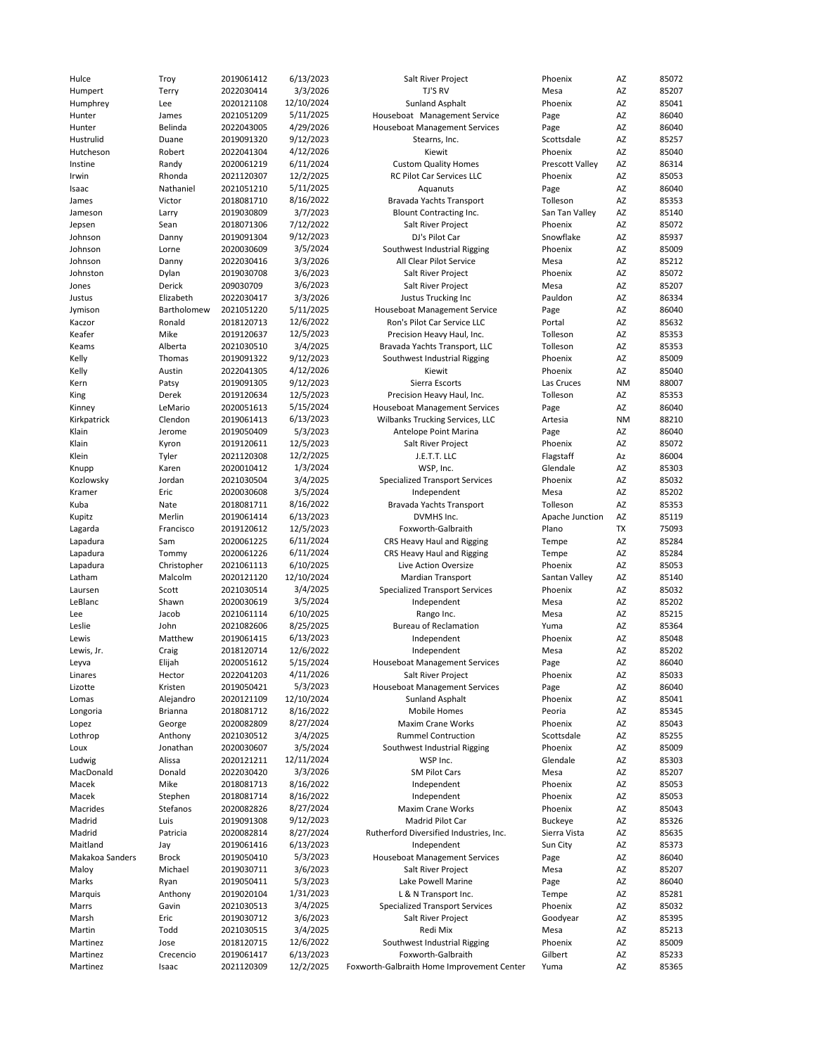| Hulce | Troy | 2019061412 | 6/13/2023 | Salt River Project | Phoenix | AZ | 85072 |
|---|---|---|---|---|---|---|---|
| Humpert | Terry | 2022030414 | 3/3/2026 | TJ'S RV | Mesa | AZ | 85207 |
| Humphrey | Lee | 2020121108 | 12/10/2024 | Sunland Asphalt | Phoenix | AZ | 85041 |
| Hunter | James | 2021051209 | 5/11/2025 | Houseboat  Management Service | Page | AZ | 86040 |
| Hunter | Belinda | 2022043005 | 4/29/2026 | Houseboat Management Services | Page | AZ | 86040 |
| Hustrulid | Duane | 2019091320 | 9/12/2023 | Stearns, Inc. | Scottsdale | AZ | 85257 |
| Hutcheson | Robert | 2022041304 | 4/12/2026 | Kiewit | Phoenix | AZ | 85040 |
| Instine | Randy | 2020061219 | 6/11/2024 | Custom Quality Homes | Prescott Valley | AZ | 86314 |
| Irwin | Rhonda | 2021120307 | 12/2/2025 | RC Pilot Car Services LLC | Phoenix | AZ | 85053 |
| Isaac | Nathaniel | 2021051210 | 5/11/2025 | Aquanauts | Page | AZ | 86040 |
| James | Victor | 2018081710 | 8/16/2022 | Bravada Yachts Transport | Tolleson | AZ | 85353 |
| Jameson | Larry | 2019030809 | 3/7/2023 | Blount Contracting Inc. | San Tan Valley | AZ | 85140 |
| Jepsen | Sean | 2018071306 | 7/12/2022 | Salt River Project | Phoenix | AZ | 85072 |
| Johnson | Danny | 2019091304 | 9/12/2023 | DJ's Pilot Car | Snowflake | AZ | 85937 |
| Johnson | Lorne | 2020030609 | 3/5/2024 | Southwest Industrial Rigging | Phoenix | AZ | 85009 |
| Johnson | Danny | 2022030416 | 3/3/2026 | All Clear Pilot Service | Mesa | AZ | 85212 |
| Johnston | Dylan | 2019030708 | 3/6/2023 | Salt River Project | Phoenix | AZ | 85072 |
| Jones | Derick | 209030709 | 3/6/2023 | Salt River Project | Mesa | AZ | 85207 |
| Justus | Elizabeth | 2022030417 | 3/3/2026 | Justus Trucking Inc | Pauldon | AZ | 86334 |
| Jymison | Bartholomew | 2021051220 | 5/11/2025 | Houseboat Management Service | Page | AZ | 86040 |
| Kaczor | Ronald | 2018120713 | 12/6/2022 | Ron's Pilot Car Service LLC | Portal | AZ | 85632 |
| Keafer | Mike | 2019120637 | 12/5/2023 | Precision Heavy Haul, Inc. | Tolleson | AZ | 85353 |
| Keams | Alberta | 2021030510 | 3/4/2025 | Bravada Yachts Transport, LLC | Tolleson | AZ | 85353 |
| Kelly | Thomas | 2019091322 | 9/12/2023 | Southwest Industrial Rigging | Phoenix | AZ | 85009 |
| Kelly | Austin | 2022041305 | 4/12/2026 | Kiewit | Phoenix | AZ | 85040 |
| Kern | Patsy | 2019091305 | 9/12/2023 | Sierra Escorts | Las Cruces | NM | 88007 |
| King | Derek | 2019120634 | 12/5/2023 | Precision Heavy Haul, Inc. | Tolleson | AZ | 85353 |
| Kinney | LeMario | 2020051613 | 5/15/2024 | Houseboat Management Services | Page | AZ | 86040 |
| Kirkpatrick | Clendon | 2019061413 | 6/13/2023 | Wilbanks Trucking Services, LLC | Artesia | NM | 88210 |
| Klain | Jerome | 2019050409 | 5/3/2023 | Antelope Point Marina | Page | AZ | 86040 |
| Klain | Kyron | 2019120611 | 12/5/2023 | Salt River Project | Phoenix | AZ | 85072 |
| Klein | Tyler | 2021120308 | 12/2/2025 | J.E.T.T. LLC | Flagstaff | Az | 86004 |
| Knupp | Karen | 2020010412 | 1/3/2024 | WSP, Inc. | Glendale | AZ | 85303 |
| Kozlowsky | Jordan | 2021030504 | 3/4/2025 | Specialized Transport Services | Phoenix | AZ | 85032 |
| Kramer | Eric | 2020030608 | 3/5/2024 | Independent | Mesa | AZ | 85202 |
| Kuba | Nate | 2018081711 | 8/16/2022 | Bravada Yachts Transport | Tolleson | AZ | 85353 |
| Kupitz | Merlin | 2019061414 | 6/13/2023 | DVMHS Inc. | Apache Junction | AZ | 85119 |
| Lagarda | Francisco | 2019120612 | 12/5/2023 | Foxworth-Galbraith | Plano | TX | 75093 |
| Lapadura | Sam | 2020061225 | 6/11/2024 | CRS Heavy Haul and Rigging | Tempe | AZ | 85284 |
| Lapadura | Tommy | 2020061226 | 6/11/2024 | CRS Heavy Haul and Rigging | Tempe | AZ | 85284 |
| Lapadura | Christopher | 2021061113 | 6/10/2025 | Live Action Oversize | Phoenix | AZ | 85053 |
| Latham | Malcolm | 2020121120 | 12/10/2024 | Mardian Transport | Santan Valley | AZ | 85140 |
| Laursen | Scott | 2021030514 | 3/4/2025 | Specialized Transport Services | Phoenix | AZ | 85032 |
| LeBlanc | Shawn | 2020030619 | 3/5/2024 | Independent | Mesa | AZ | 85202 |
| Lee | Jacob | 2021061114 | 6/10/2025 | Rango Inc. | Mesa | AZ | 85215 |
| Leslie | John | 2021082606 | 8/25/2025 | Bureau of Reclamation | Yuma | AZ | 85364 |
| Lewis | Matthew | 2019061415 | 6/13/2023 | Independent | Phoenix | AZ | 85048 |
| Lewis, Jr. | Craig | 2018120714 | 12/6/2022 | Independent | Mesa | AZ | 85202 |
| Leyva | Elijah | 2020051612 | 5/15/2024 | Houseboat Management Services | Page | AZ | 86040 |
| Linares | Hector | 2022041203 | 4/11/2026 | Salt River Project | Phoenix | AZ | 85033 |
| Lizotte | Kristen | 2019050421 | 5/3/2023 | Houseboat Management Services | Page | AZ | 86040 |
| Lomas | Alejandro | 2020121109 | 12/10/2024 | Sunland Asphalt | Phoenix | AZ | 85041 |
| Longoria | Brianna | 2018081712 | 8/16/2022 | Mobile Homes | Peoria | AZ | 85345 |
| Lopez | George | 2020082809 | 8/27/2024 | Maxim Crane Works | Phoenix | AZ | 85043 |
| Lothrop | Anthony | 2021030512 | 3/4/2025 | Rummel Contruction | Scottsdale | AZ | 85255 |
| Loux | Jonathan | 2020030607 | 3/5/2024 | Southwest Industrial Rigging | Phoenix | AZ | 85009 |
| Ludwig | Alissa | 2020121211 | 12/11/2024 | WSP Inc. | Glendale | AZ | 85303 |
| MacDonald | Donald | 2022030420 | 3/3/2026 | SM Pilot Cars | Mesa | AZ | 85207 |
| Macek | Mike | 2018081713 | 8/16/2022 | Independent | Phoenix | AZ | 85053 |
| Macek | Stephen | 2018081714 | 8/16/2022 | Independent | Phoenix | AZ | 85053 |
| Macrides | Stefanos | 2020082826 | 8/27/2024 | Maxim Crane Works | Phoenix | AZ | 85043 |
| Madrid | Luis | 2019091308 | 9/12/2023 | Madrid Pilot Car | Buckeye | AZ | 85326 |
| Madrid | Patricia | 2020082814 | 8/27/2024 | Rutherford Diversified Industries, Inc. | Sierra Vista | AZ | 85635 |
| Maitland | Jay | 2019061416 | 6/13/2023 | Independent | Sun City | AZ | 85373 |
| Makakoa Sanders | Brock | 2019050410 | 5/3/2023 | Houseboat Management Services | Page | AZ | 86040 |
| Maloy | Michael | 2019030711 | 3/6/2023 | Salt River Project | Mesa | AZ | 85207 |
| Marks | Ryan | 2019050411 | 5/3/2023 | Lake Powell Marine | Page | AZ | 86040 |
| Marquis | Anthony | 2019020104 | 1/31/2023 | L & N Transport Inc. | Tempe | AZ | 85281 |
| Marrs | Gavin | 2021030513 | 3/4/2025 | Specialized Transport Services | Phoenix | AZ | 85032 |
| Marsh | Eric | 2019030712 | 3/6/2023 | Salt River Project | Goodyear | AZ | 85395 |
| Martin | Todd | 2021030515 | 3/4/2025 | Redi Mix | Mesa | AZ | 85213 |
| Martinez | Jose | 2018120715 | 12/6/2022 | Southwest Industrial Rigging | Phoenix | AZ | 85009 |
| Martinez | Crecencio | 2019061417 | 6/13/2023 | Foxworth-Galbraith | Gilbert | AZ | 85233 |
| Martinez | Isaac | 2021120309 | 12/2/2025 | Foxworth-Galbraith Home Improvement Center | Yuma | AZ | 85365 |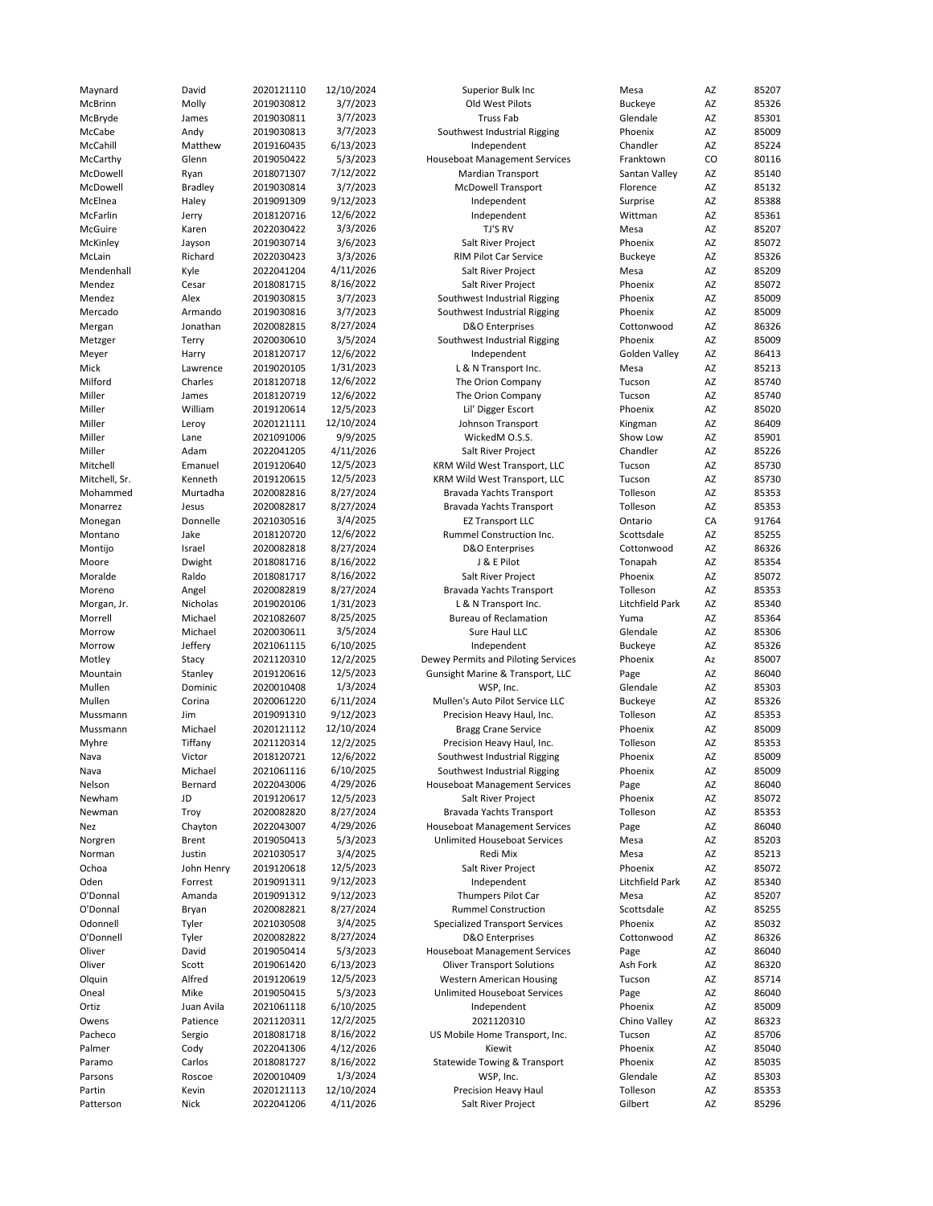| | | | | | | | |
|---|---|---|---|---|---|---|---|
| Maynard | David | 2020121110 | 12/10/2024 | Superior Bulk Inc | Mesa | AZ | 85207 |
| McBrinn | Molly | 2019030812 | 3/7/2023 | Old West Pilots | Buckeye | AZ | 85326 |
| McBryde | James | 2019030811 | 3/7/2023 | Truss Fab | Glendale | AZ | 85301 |
| McCabe | Andy | 2019030813 | 3/7/2023 | Southwest Industrial Rigging | Phoenix | AZ | 85009 |
| McCahill | Matthew | 2019160435 | 6/13/2023 | Independent | Chandler | AZ | 85224 |
| McCarthy | Glenn | 2019050422 | 5/3/2023 | Houseboat Management Services | Franktown | CO | 80116 |
| McDowell | Ryan | 2018071307 | 7/12/2022 | Mardian Transport | Santan Valley | AZ | 85140 |
| McDowell | Bradley | 2019030814 | 3/7/2023 | McDowell Transport | Florence | AZ | 85132 |
| McElnea | Haley | 2019091309 | 9/12/2023 | Independent | Surprise | AZ | 85388 |
| McFarlin | Jerry | 2018120716 | 12/6/2022 | Independent | Wittman | AZ | 85361 |
| McGuire | Karen | 2022030422 | 3/3/2026 | TJ'S RV | Mesa | AZ | 85207 |
| McKinley | Jayson | 2019030714 | 3/6/2023 | Salt River Project | Phoenix | AZ | 85072 |
| McLain | Richard | 2022030423 | 3/3/2026 | RIM Pilot Car Service | Buckeye | AZ | 85326 |
| Mendenhall | Kyle | 2022041204 | 4/11/2026 | Salt River Project | Mesa | AZ | 85209 |
| Mendez | Cesar | 2018081715 | 8/16/2022 | Salt River Project | Phoenix | AZ | 85072 |
| Mendez | Alex | 2019030815 | 3/7/2023 | Southwest Industrial Rigging | Phoenix | AZ | 85009 |
| Mercado | Armando | 2019030816 | 3/7/2023 | Southwest Industrial Rigging | Phoenix | AZ | 85009 |
| Mergan | Jonathan | 2020082815 | 8/27/2024 | D&O Enterprises | Cottonwood | AZ | 86326 |
| Metzger | Terry | 2020030610 | 3/5/2024 | Southwest Industrial Rigging | Phoenix | AZ | 85009 |
| Meyer | Harry | 2018120717 | 12/6/2022 | Independent | Golden Valley | AZ | 86413 |
| Mick | Lawrence | 2019020105 | 1/31/2023 | L & N Transport Inc. | Mesa | AZ | 85213 |
| Milford | Charles | 2018120718 | 12/6/2022 | The Orion Company | Tucson | AZ | 85740 |
| Miller | James | 2018120719 | 12/6/2022 | The Orion Company | Tucson | AZ | 85740 |
| Miller | William | 2019120614 | 12/5/2023 | Lil' Digger Escort | Phoenix | AZ | 85020 |
| Miller | Leroy | 2020121111 | 12/10/2024 | Johnson Transport | Kingman | AZ | 86409 |
| Miller | Lane | 2021091006 | 9/9/2025 | WickedM O.S.S. | Show Low | AZ | 85901 |
| Miller | Adam | 2022041205 | 4/11/2026 | Salt River Project | Chandler | AZ | 85226 |
| Mitchell | Emanuel | 2019120640 | 12/5/2023 | KRM Wild West Transport, LLC | Tucson | AZ | 85730 |
| Mitchell, Sr. | Kenneth | 2019120615 | 12/5/2023 | KRM Wild West Transport, LLC | Tucson | AZ | 85730 |
| Mohammed | Murtadha | 2020082816 | 8/27/2024 | Bravada Yachts Transport | Tolleson | AZ | 85353 |
| Monarrez | Jesus | 2020082817 | 8/27/2024 | Bravada Yachts Transport | Tolleson | AZ | 85353 |
| Monegan | Donnelle | 2021030516 | 3/4/2025 | EZ Transport LLC | Ontario | CA | 91764 |
| Montano | Jake | 2018120720 | 12/6/2022 | Rummel Construction Inc. | Scottsdale | AZ | 85255 |
| Montijo | Israel | 2020082818 | 8/27/2024 | D&O Enterprises | Cottonwood | AZ | 86326 |
| Moore | Dwight | 2018081716 | 8/16/2022 | J & E Pilot | Tonapah | AZ | 85354 |
| Moralde | Raldo | 2018081717 | 8/16/2022 | Salt River Project | Phoenix | AZ | 85072 |
| Moreno | Angel | 2020082819 | 8/27/2024 | Bravada Yachts Transport | Tolleson | AZ | 85353 |
| Morgan, Jr. | Nicholas | 2019020106 | 1/31/2023 | L & N Transport Inc. | Litchfield Park | AZ | 85340 |
| Morrell | Michael | 2021082607 | 8/25/2025 | Bureau of Reclamation | Yuma | AZ | 85364 |
| Morrow | Michael | 2020030611 | 3/5/2024 | Sure Haul LLC | Glendale | AZ | 85306 |
| Morrow | Jeffery | 2021061115 | 6/10/2025 | Independent | Buckeye | AZ | 85326 |
| Motley | Stacy | 2021120310 | 12/2/2025 | Dewey Permits and Piloting Services | Phoenix | Az | 85007 |
| Mountain | Stanley | 2019120616 | 12/5/2023 | Gunsight Marine & Transport, LLC | Page | AZ | 86040 |
| Mullen | Dominic | 2020010408 | 1/3/2024 | WSP, Inc. | Glendale | AZ | 85303 |
| Mullen | Corina | 2020061220 | 6/11/2024 | Mullen's Auto Pilot Service LLC | Buckeye | AZ | 85326 |
| Mussmann | Jim | 2019091310 | 9/12/2023 | Precision Heavy Haul, Inc. | Tolleson | AZ | 85353 |
| Mussmann | Michael | 2020121112 | 12/10/2024 | Bragg Crane Service | Phoenix | AZ | 85009 |
| Myhre | Tiffany | 2021120314 | 12/2/2025 | Precision Heavy Haul, Inc. | Tolleson | AZ | 85353 |
| Nava | Victor | 2018120721 | 12/6/2022 | Southwest Industrial Rigging | Phoenix | AZ | 85009 |
| Nava | Michael | 2021061116 | 6/10/2025 | Southwest Industrial Rigging | Phoenix | AZ | 85009 |
| Nelson | Bernard | 2022043006 | 4/29/2026 | Houseboat Management Services | Page | AZ | 86040 |
| Newham | JD | 2019120617 | 12/5/2023 | Salt River Project | Phoenix | AZ | 85072 |
| Newman | Troy | 2020082820 | 8/27/2024 | Bravada Yachts Transport | Tolleson | AZ | 85353 |
| Nez | Chayton | 2022043007 | 4/29/2026 | Houseboat Management Services | Page | AZ | 86040 |
| Norgren | Brent | 2019050413 | 5/3/2023 | Unlimited Houseboat Services | Mesa | AZ | 85203 |
| Norman | Justin | 2021030517 | 3/4/2025 | Redi Mix | Mesa | AZ | 85213 |
| Ochoa | John Henry | 2019120618 | 12/5/2023 | Salt River Project | Phoenix | AZ | 85072 |
| Oden | Forrest | 2019091311 | 9/12/2023 | Independent | Litchfield Park | AZ | 85340 |
| O'Donnal | Amanda | 2019091312 | 9/12/2023 | Thumpers Pilot Car | Mesa | AZ | 85207 |
| O'Donnal | Bryan | 2020082821 | 8/27/2024 | Rummel Construction | Scottsdale | AZ | 85255 |
| Odonnell | Tyler | 2021030508 | 3/4/2025 | Specialized Transport Services | Phoenix | AZ | 85032 |
| O'Donnell | Tyler | 2020082822 | 8/27/2024 | D&O Enterprises | Cottonwood | AZ | 86326 |
| Oliver | David | 2019050414 | 5/3/2023 | Houseboat Management Services | Page | AZ | 86040 |
| Oliver | Scott | 2019061420 | 6/13/2023 | Oliver Transport Solutions | Ash Fork | AZ | 86320 |
| Olquin | Alfred | 2019120619 | 12/5/2023 | Western American Housing | Tucson | AZ | 85714 |
| Oneal | Mike | 2019050415 | 5/3/2023 | Unlimited Houseboat Services | Page | AZ | 86040 |
| Ortiz | Juan Avila | 2021061118 | 6/10/2025 | Independent | Phoenix | AZ | 85009 |
| Owens | Patience | 2021120311 | 12/2/2025 | 2021120310 | Chino Valley | AZ | 86323 |
| Pacheco | Sergio | 2018081718 | 8/16/2022 | US Mobile Home Transport, Inc. | Tucson | AZ | 85706 |
| Palmer | Cody | 2022041306 | 4/12/2026 | Kiewit | Phoenix | AZ | 85040 |
| Paramo | Carlos | 2018081727 | 8/16/2022 | Statewide Towing & Transport | Phoenix | AZ | 85035 |
| Parsons | Roscoe | 2020010409 | 1/3/2024 | WSP, Inc. | Glendale | AZ | 85303 |
| Partin | Kevin | 2020121113 | 12/10/2024 | Precision Heavy Haul | Tolleson | AZ | 85353 |
| Patterson | Nick | 2022041206 | 4/11/2026 | Salt River Project | Gilbert | AZ | 85296 |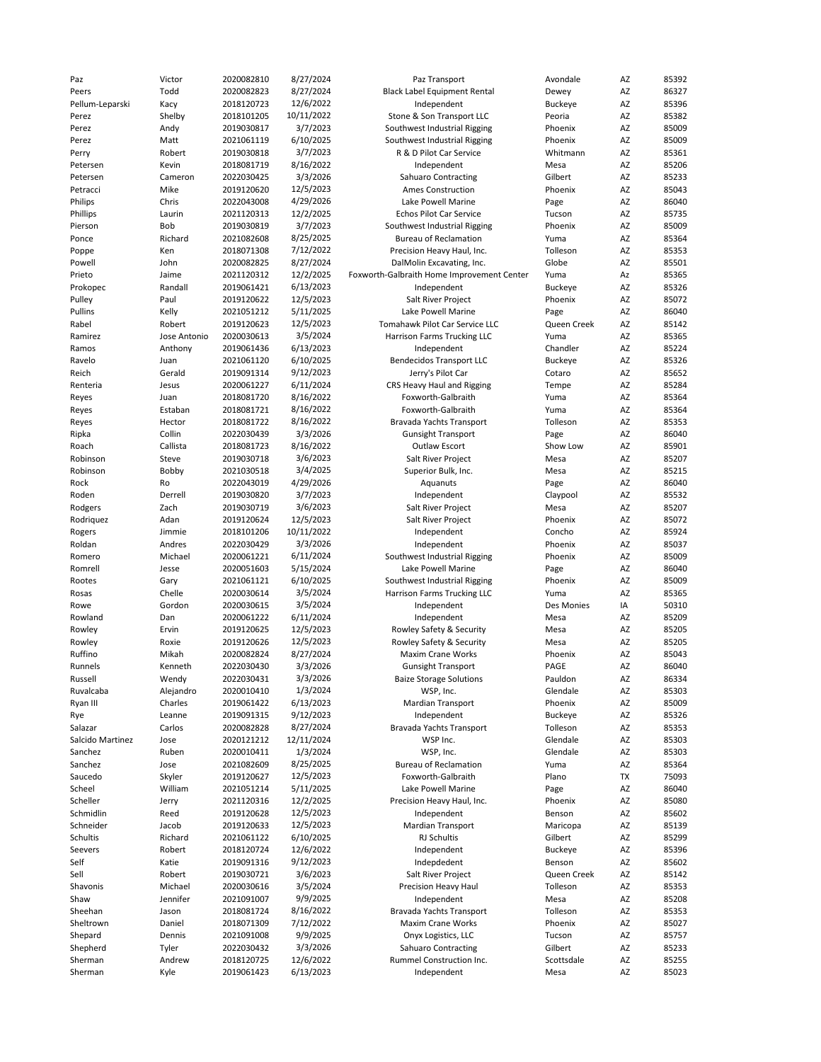| | | | | | | | |
|---|---|---|---|---|---|---|---|
| Paz | Victor | 2020082810 | 8/27/2024 | Paz Transport | Avondale | AZ | 85392 |
| Peers | Todd | 2020082823 | 8/27/2024 | Black Label Equipment Rental | Dewey | AZ | 86327 |
| Pellum-Leparski | Kacy | 2018120723 | 12/6/2022 | Independent | Buckeye | AZ | 85396 |
| Perez | Shelby | 2018101205 | 10/11/2022 | Stone & Son Transport LLC | Peoria | AZ | 85382 |
| Perez | Andy | 2019030817 | 3/7/2023 | Southwest Industrial Rigging | Phoenix | AZ | 85009 |
| Perez | Matt | 2021061119 | 6/10/2025 | Southwest Industrial Rigging | Phoenix | AZ | 85009 |
| Perry | Robert | 2019030818 | 3/7/2023 | R & D Pilot Car Service | Whitmann | AZ | 85361 |
| Petersen | Kevin | 2018081719 | 8/16/2022 | Independent | Mesa | AZ | 85206 |
| Petersen | Cameron | 2022030425 | 3/3/2026 | Sahuaro Contracting | Gilbert | AZ | 85233 |
| Petracci | Mike | 2019120620 | 12/5/2023 | Ames Construction | Phoenix | AZ | 85043 |
| Philips | Chris | 2022043008 | 4/29/2026 | Lake Powell Marine | Page | AZ | 86040 |
| Phillips | Laurin | 2021120313 | 12/2/2025 | Echos Pilot Car Service | Tucson | AZ | 85735 |
| Pierson | Bob | 2019030819 | 3/7/2023 | Southwest Industrial Rigging | Phoenix | AZ | 85009 |
| Ponce | Richard | 2021082608 | 8/25/2025 | Bureau of Reclamation | Yuma | AZ | 85364 |
| Poppe | Ken | 2018071308 | 7/12/2022 | Precision Heavy Haul, Inc. | Tolleson | AZ | 85353 |
| Powell | John | 2020082825 | 8/27/2024 | DalMolin Excavating, Inc. | Globe | AZ | 85501 |
| Prieto | Jaime | 2021120312 | 12/2/2025 | Foxworth-Galbraith Home Improvement Center | Yuma | Az | 85365 |
| Prokopec | Randall | 2019061421 | 6/13/2023 | Independent | Buckeye | AZ | 85326 |
| Pulley | Paul | 2019120622 | 12/5/2023 | Salt River Project | Phoenix | AZ | 85072 |
| Pullins | Kelly | 2021051212 | 5/11/2025 | Lake Powell Marine | Page | AZ | 86040 |
| Rabel | Robert | 2019120623 | 12/5/2023 | Tomahawk Pilot Car Service LLC | Queen Creek | AZ | 85142 |
| Ramirez | Jose Antonio | 2020030613 | 3/5/2024 | Harrison Farms Trucking LLC | Yuma | AZ | 85365 |
| Ramos | Anthony | 2019061436 | 6/13/2023 | Independent | Chandler | AZ | 85224 |
| Ravelo | Juan | 2021061120 | 6/10/2025 | Bendecidos Transport LLC | Buckeye | AZ | 85326 |
| Reich | Gerald | 2019091314 | 9/12/2023 | Jerry's Pilot Car | Cotaro | AZ | 85652 |
| Renteria | Jesus | 2020061227 | 6/11/2024 | CRS Heavy Haul and Rigging | Tempe | AZ | 85284 |
| Reyes | Juan | 2018081720 | 8/16/2022 | Foxworth-Galbraith | Yuma | AZ | 85364 |
| Reyes | Estaban | 2018081721 | 8/16/2022 | Foxworth-Galbraith | Yuma | AZ | 85364 |
| Reyes | Hector | 2018081722 | 8/16/2022 | Bravada Yachts Transport | Tolleson | AZ | 85353 |
| Ripka | Collin | 2022030439 | 3/3/2026 | Gunsight Transport | Page | AZ | 86040 |
| Roach | Callista | 2018081723 | 8/16/2022 | Outlaw Escort | Show Low | AZ | 85901 |
| Robinson | Steve | 2019030718 | 3/6/2023 | Salt River Project | Mesa | AZ | 85207 |
| Robinson | Bobby | 2021030518 | 3/4/2025 | Superior Bulk, Inc. | Mesa | AZ | 85215 |
| Rock | Ro | 2022043019 | 4/29/2026 | Aquanuts | Page | AZ | 86040 |
| Roden | Derrell | 2019030820 | 3/7/2023 | Independent | Claypool | AZ | 85532 |
| Rodgers | Zach | 2019030719 | 3/6/2023 | Salt River Project | Mesa | AZ | 85207 |
| Rodriquez | Adan | 2019120624 | 12/5/2023 | Salt River Project | Phoenix | AZ | 85072 |
| Rogers | Jimmie | 2018101206 | 10/11/2022 | Independent | Concho | AZ | 85924 |
| Roldan | Andres | 2022030429 | 3/3/2026 | Independent | Phoenix | AZ | 85037 |
| Romero | Michael | 2020061221 | 6/11/2024 | Southwest Industrial Rigging | Phoenix | AZ | 85009 |
| Romrell | Jesse | 2020051603 | 5/15/2024 | Lake Powell Marine | Page | AZ | 86040 |
| Rootes | Gary | 2021061121 | 6/10/2025 | Southwest Industrial Rigging | Phoenix | AZ | 85009 |
| Rosas | Chelle | 2020030614 | 3/5/2024 | Harrison Farms Trucking LLC | Yuma | AZ | 85365 |
| Rowe | Gordon | 2020030615 | 3/5/2024 | Independent | Des Monies | IA | 50310 |
| Rowland | Dan | 2020061222 | 6/11/2024 | Independent | Mesa | AZ | 85209 |
| Rowley | Ervin | 2019120625 | 12/5/2023 | Rowley Safety & Security | Mesa | AZ | 85205 |
| Rowley | Roxie | 2019120626 | 12/5/2023 | Rowley Safety & Security | Mesa | AZ | 85205 |
| Ruffino | Mikah | 2020082824 | 8/27/2024 | Maxim Crane Works | Phoenix | AZ | 85043 |
| Runnels | Kenneth | 2022030430 | 3/3/2026 | Gunsight Transport | PAGE | AZ | 86040 |
| Russell | Wendy | 2022030431 | 3/3/2026 | Baize Storage Solutions | Pauldon | AZ | 86334 |
| Ruvalcaba | Alejandro | 2020010410 | 1/3/2024 | WSP, Inc. | Glendale | AZ | 85303 |
| Ryan III | Charles | 2019061422 | 6/13/2023 | Mardian Transport | Phoenix | AZ | 85009 |
| Rye | Leanne | 2019091315 | 9/12/2023 | Independent | Buckeye | AZ | 85326 |
| Salazar | Carlos | 2020082828 | 8/27/2024 | Bravada Yachts Transport | Tolleson | AZ | 85353 |
| Salcido Martinez | Jose | 2020121212 | 12/11/2024 | WSP Inc. | Glendale | AZ | 85303 |
| Sanchez | Ruben | 2020010411 | 1/3/2024 | WSP, Inc. | Glendale | AZ | 85303 |
| Sanchez | Jose | 2021082609 | 8/25/2025 | Bureau of Reclamation | Yuma | AZ | 85364 |
| Saucedo | Skyler | 2019120627 | 12/5/2023 | Foxworth-Galbraith | Plano | TX | 75093 |
| Scheel | William | 2021051214 | 5/11/2025 | Lake Powell Marine | Page | AZ | 86040 |
| Scheller | Jerry | 2021120316 | 12/2/2025 | Precision Heavy Haul, Inc. | Phoenix | AZ | 85080 |
| Schmidlin | Reed | 2019120628 | 12/5/2023 | Independent | Benson | AZ | 85602 |
| Schneider | Jacob | 2019120633 | 12/5/2023 | Mardian Transport | Maricopa | AZ | 85139 |
| Schultis | Richard | 2021061122 | 6/10/2025 | RJ Schultis | Gilbert | AZ | 85299 |
| Seevers | Robert | 2018120724 | 12/6/2022 | Independent | Buckeye | AZ | 85396 |
| Self | Katie | 2019091316 | 9/12/2023 | Indepdedent | Benson | AZ | 85602 |
| Sell | Robert | 2019030721 | 3/6/2023 | Salt River Project | Queen Creek | AZ | 85142 |
| Shavonis | Michael | 2020030616 | 3/5/2024 | Precision Heavy Haul | Tolleson | AZ | 85353 |
| Shaw | Jennifer | 2021091007 | 9/9/2025 | Independent | Mesa | AZ | 85208 |
| Sheehan | Jason | 2018081724 | 8/16/2022 | Bravada Yachts Transport | Tolleson | AZ | 85353 |
| Sheltrown | Daniel | 2018071309 | 7/12/2022 | Maxim Crane Works | Phoenix | AZ | 85027 |
| Shepard | Dennis | 2021091008 | 9/9/2025 | Onyx Logistics, LLC | Tucson | AZ | 85757 |
| Shepherd | Tyler | 2022030432 | 3/3/2026 | Sahuaro Contracting | Gilbert | AZ | 85233 |
| Sherman | Andrew | 2018120725 | 12/6/2022 | Rummel Construction Inc. | Scottsdale | AZ | 85255 |
| Sherman | Kyle | 2019061423 | 6/13/2023 | Independent | Mesa | AZ | 85023 |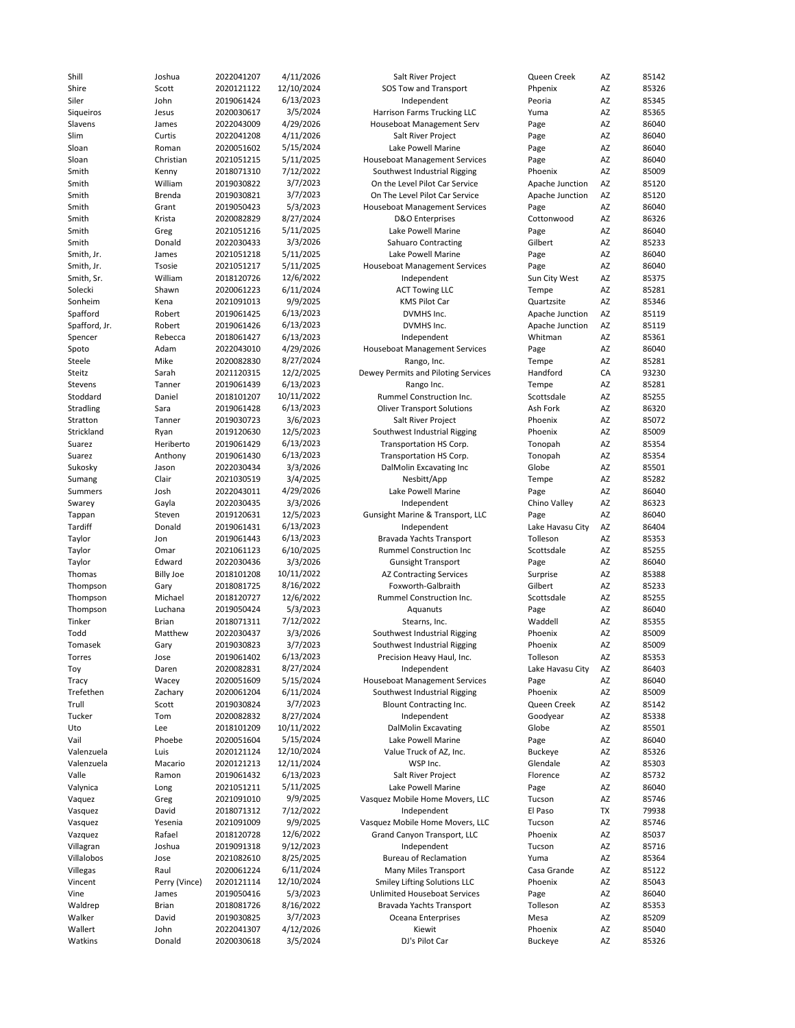| | | | | | | | |
|---|---|---|---|---|---|---|---|
| Shill | Joshua | 2022041207 | 4/11/2026 | Salt River Project | Queen Creek | AZ | 85142 |
| Shire | Scott | 2020121122 | 12/10/2024 | SOS Tow and Transport | Phpenix | AZ | 85326 |
| Siler | John | 2019061424 | 6/13/2023 | Independent | Peoria | AZ | 85345 |
| Siqueiros | Jesus | 2020030617 | 3/5/2024 | Harrison Farms Trucking LLC | Yuma | AZ | 85365 |
| Slavens | James | 2022043009 | 4/29/2026 | Houseboat Management Serv | Page | AZ | 86040 |
| Slim | Curtis | 2022041208 | 4/11/2026 | Salt River Project | Page | AZ | 86040 |
| Sloan | Roman | 2020051602 | 5/15/2024 | Lake Powell Marine | Page | AZ | 86040 |
| Sloan | Christian | 2021051215 | 5/11/2025 | Houseboat Management Services | Page | AZ | 86040 |
| Smith | Kenny | 2018071310 | 7/12/2022 | Southwest Industrial Rigging | Phoenix | AZ | 85009 |
| Smith | William | 2019030822 | 3/7/2023 | On the Level Pilot Car Service | Apache Junction | AZ | 85120 |
| Smith | Brenda | 2019030821 | 3/7/2023 | On The Level Pilot Car Service | Apache Junction | AZ | 85120 |
| Smith | Grant | 2019050423 | 5/3/2023 | Houseboat Management Services | Page | AZ | 86040 |
| Smith | Krista | 2020082829 | 8/27/2024 | D&O Enterprises | Cottonwood | AZ | 86326 |
| Smith | Greg | 2021051216 | 5/11/2025 | Lake Powell Marine | Page | AZ | 86040 |
| Smith | Donald | 2022030433 | 3/3/2026 | Sahuaro Contracting | Gilbert | AZ | 85233 |
| Smith, Jr. | James | 2021051218 | 5/11/2025 | Lake Powell Marine | Page | AZ | 86040 |
| Smith, Jr. | Tsosie | 2021051217 | 5/11/2025 | Houseboat Management Services | Page | AZ | 86040 |
| Smith, Sr. | William | 2018120726 | 12/6/2022 | Independent | Sun City West | AZ | 85375 |
| Solecki | Shawn | 2020061223 | 6/11/2024 | ACT Towing LLC | Tempe | AZ | 85281 |
| Sonheim | Kena | 2021091013 | 9/9/2025 | KMS Pilot Car | Quartzsite | AZ | 85346 |
| Spafford | Robert | 2019061425 | 6/13/2023 | DVMHS Inc. | Apache Junction | AZ | 85119 |
| Spafford, Jr. | Robert | 2019061426 | 6/13/2023 | DVMHS Inc. | Apache Junction | AZ | 85119 |
| Spencer | Rebecca | 2018061427 | 6/13/2023 | Independent | Whitman | AZ | 85361 |
| Spoto | Adam | 2022043010 | 4/29/2026 | Houseboat Management Services | Page | AZ | 86040 |
| Steele | Mike | 2020082830 | 8/27/2024 | Rango, Inc. | Tempe | AZ | 85281 |
| Steitz | Sarah | 2021120315 | 12/2/2025 | Dewey Permits and Piloting Services | Handford | CA | 93230 |
| Stevens | Tanner | 2019061439 | 6/13/2023 | Rango Inc. | Tempe | AZ | 85281 |
| Stoddard | Daniel | 2018101207 | 10/11/2022 | Rummel Construction Inc. | Scottsdale | AZ | 85255 |
| Stradling | Sara | 2019061428 | 6/13/2023 | Oliver Transport Solutions | Ash Fork | AZ | 86320 |
| Stratton | Tanner | 2019030723 | 3/6/2023 | Salt River Project | Phoenix | AZ | 85072 |
| Strickland | Ryan | 2019120630 | 12/5/2023 | Southwest Industrial Rigging | Phoenix | AZ | 85009 |
| Suarez | Heriberto | 2019061429 | 6/13/2023 | Transportation HS Corp. | Tonopah | AZ | 85354 |
| Suarez | Anthony | 2019061430 | 6/13/2023 | Transportation HS Corp. | Tonopah | AZ | 85354 |
| Sukosky | Jason | 2022030434 | 3/3/2026 | DalMolin Excavating Inc | Globe | AZ | 85501 |
| Sumang | Clair | 2021030519 | 3/4/2025 | Nesbitt/App | Tempe | AZ | 85282 |
| Summers | Josh | 2022043011 | 4/29/2026 | Lake Powell Marine | Page | AZ | 86040 |
| Swarey | Gayla | 2022030435 | 3/3/2026 | Independent | Chino Valley | AZ | 86323 |
| Tappan | Steven | 2019120631 | 12/5/2023 | Gunsight Marine & Transport, LLC | Page | AZ | 86040 |
| Tardiff | Donald | 2019061431 | 6/13/2023 | Independent | Lake Havasu City | AZ | 86404 |
| Taylor | Jon | 2019061443 | 6/13/2023 | Bravada Yachts Transport | Tolleson | AZ | 85353 |
| Taylor | Omar | 2021061123 | 6/10/2025 | Rummel Construction Inc | Scottsdale | AZ | 85255 |
| Taylor | Edward | 2022030436 | 3/3/2026 | Gunsight Transport | Page | AZ | 86040 |
| Thomas | Billy Joe | 2018101208 | 10/11/2022 | AZ Contracting Services | Surprise | AZ | 85388 |
| Thompson | Gary | 2018081725 | 8/16/2022 | Foxworth-Galbraith | Gilbert | AZ | 85233 |
| Thompson | Michael | 2018120727 | 12/6/2022 | Rummel Construction Inc. | Scottsdale | AZ | 85255 |
| Thompson | Luchana | 2019050424 | 5/3/2023 | Aquanuts | Page | AZ | 86040 |
| Tinker | Brian | 2018071311 | 7/12/2022 | Stearns, Inc. | Waddell | AZ | 85355 |
| Todd | Matthew | 2022030437 | 3/3/2026 | Southwest Industrial Rigging | Phoenix | AZ | 85009 |
| Tomasek | Gary | 2019030823 | 3/7/2023 | Southwest Industrial Rigging | Phoenix | AZ | 85009 |
| Torres | Jose | 2019061402 | 6/13/2023 | Precision Heavy Haul, Inc. | Tolleson | AZ | 85353 |
| Toy | Daren | 2020082831 | 8/27/2024 | Independent | Lake Havasu City | AZ | 86403 |
| Tracy | Wacey | 2020051609 | 5/15/2024 | Houseboat Management Services | Page | AZ | 86040 |
| Trefethen | Zachary | 2020061204 | 6/11/2024 | Southwest Industrial Rigging | Phoenix | AZ | 85009 |
| Trull | Scott | 2019030824 | 3/7/2023 | Blount Contracting Inc. | Queen Creek | AZ | 85142 |
| Tucker | Tom | 2020082832 | 8/27/2024 | Independent | Goodyear | AZ | 85338 |
| Uto | Lee | 2018101209 | 10/11/2022 | DalMolin Excavating | Globe | AZ | 85501 |
| Vail | Phoebe | 2020051604 | 5/15/2024 | Lake Powell Marine | Page | AZ | 86040 |
| Valenzuela | Luis | 2020121124 | 12/10/2024 | Value Truck of AZ, Inc. | Buckeye | AZ | 85326 |
| Valenzuela | Macario | 2020121213 | 12/11/2024 | WSP Inc. | Glendale | AZ | 85303 |
| Valle | Ramon | 2019061432 | 6/13/2023 | Salt River Project | Florence | AZ | 85732 |
| Valynica | Long | 2021051211 | 5/11/2025 | Lake Powell Marine | Page | AZ | 86040 |
| Vaquez | Greg | 2021091010 | 9/9/2025 | Vasquez Mobile Home Movers, LLC | Tucson | AZ | 85746 |
| Vasquez | David | 2018071312 | 7/12/2022 | Independent | El Paso | TX | 79938 |
| Vasquez | Yesenia | 2021091009 | 9/9/2025 | Vasquez Mobile Home Movers, LLC | Tucson | AZ | 85746 |
| Vazquez | Rafael | 2018120728 | 12/6/2022 | Grand Canyon Transport, LLC | Phoenix | AZ | 85037 |
| Villagran | Joshua | 2019091318 | 9/12/2023 | Independent | Tucson | AZ | 85716 |
| Villalobos | Jose | 2021082610 | 8/25/2025 | Bureau of Reclamation | Yuma | AZ | 85364 |
| Villegas | Raul | 2020061224 | 6/11/2024 | Many Miles Transport | Casa Grande | AZ | 85122 |
| Vincent | Perry (Vince) | 2020121114 | 12/10/2024 | Smiley Lifting Solutions LLC | Phoenix | AZ | 85043 |
| Vine | James | 2019050416 | 5/3/2023 | Unlimited Houseboat Services | Page | AZ | 86040 |
| Waldrep | Brian | 2018081726 | 8/16/2022 | Bravada Yachts Transport | Tolleson | AZ | 85353 |
| Walker | David | 2019030825 | 3/7/2023 | Oceana Enterprises | Mesa | AZ | 85209 |
| Wallert | John | 2022041307 | 4/12/2026 | Kiewit | Phoenix | AZ | 85040 |
| Watkins | Donald | 2020030618 | 3/5/2024 | DJ's Pilot Car | Buckeye | AZ | 85326 |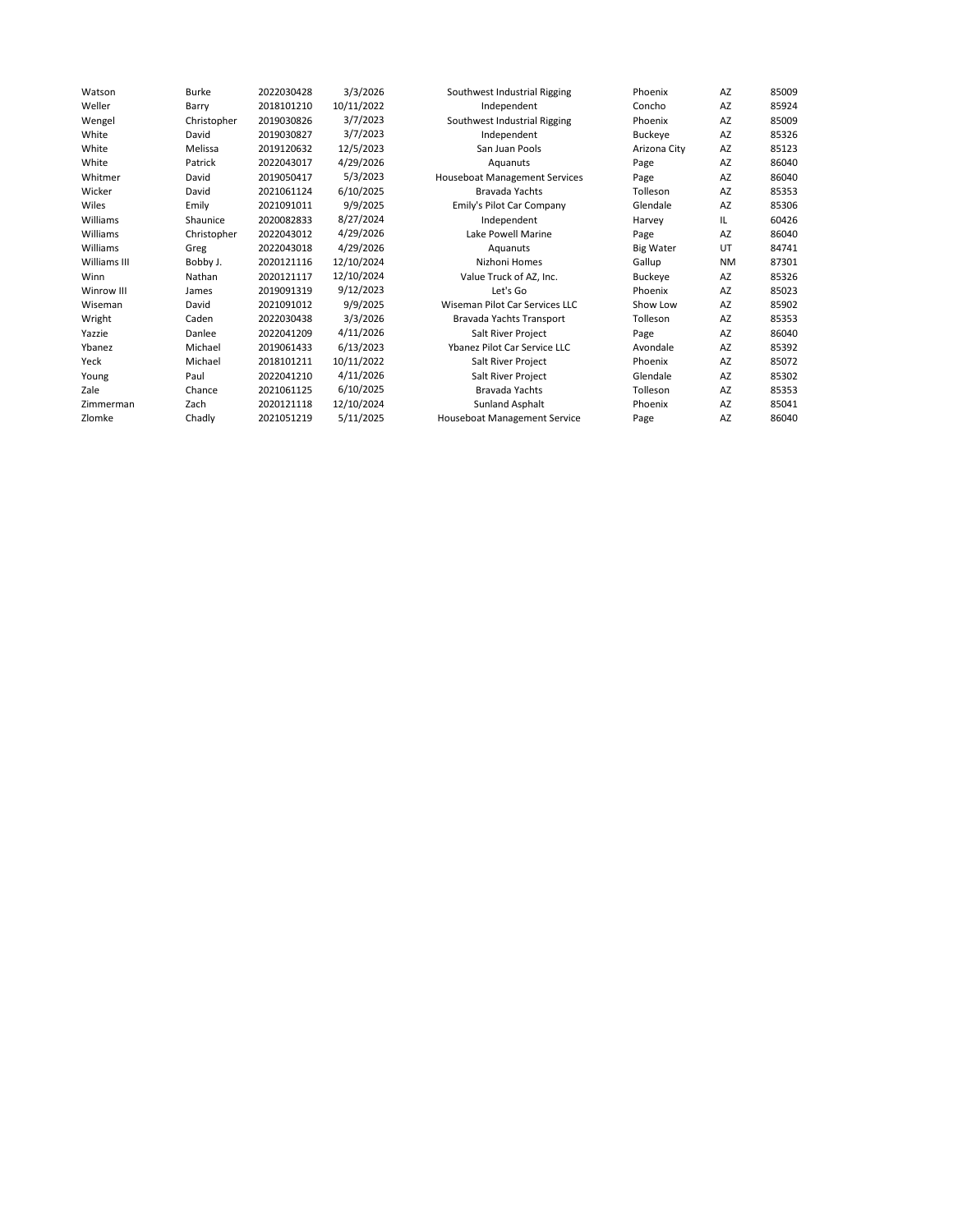| | | | | | | | |
|---|---|---|---|---|---|---|---|
| Watson | Burke | 2022030428 | 3/3/2026 | Southwest Industrial Rigging | Phoenix | AZ | 85009 |
| Weller | Barry | 2018101210 | 10/11/2022 | Independent | Concho | AZ | 85924 |
| Wengel | Christopher | 2019030826 | 3/7/2023 | Southwest Industrial Rigging | Phoenix | AZ | 85009 |
| White | David | 2019030827 | 3/7/2023 | Independent | Buckeye | AZ | 85326 |
| White | Melissa | 2019120632 | 12/5/2023 | San Juan Pools | Arizona City | AZ | 85123 |
| White | Patrick | 2022043017 | 4/29/2026 | Aquanuts | Page | AZ | 86040 |
| Whitmer | David | 2019050417 | 5/3/2023 | Houseboat Management Services | Page | AZ | 86040 |
| Wicker | David | 2021061124 | 6/10/2025 | Bravada Yachts | Tolleson | AZ | 85353 |
| Wiles | Emily | 2021091011 | 9/9/2025 | Emily's Pilot Car Company | Glendale | AZ | 85306 |
| Williams | Shaunice | 2020082833 | 8/27/2024 | Independent | Harvey | IL | 60426 |
| Williams | Christopher | 2022043012 | 4/29/2026 | Lake Powell Marine | Page | AZ | 86040 |
| Williams | Greg | 2022043018 | 4/29/2026 | Aquanuts | Big Water | UT | 84741 |
| Williams III | Bobby J. | 2020121116 | 12/10/2024 | Nizhoni Homes | Gallup | NM | 87301 |
| Winn | Nathan | 2020121117 | 12/10/2024 | Value Truck of AZ, Inc. | Buckeye | AZ | 85326 |
| Winrow III | James | 2019091319 | 9/12/2023 | Let's Go | Phoenix | AZ | 85023 |
| Wiseman | David | 2021091012 | 9/9/2025 | Wiseman Pilot Car Services LLC | Show Low | AZ | 85902 |
| Wright | Caden | 2022030438 | 3/3/2026 | Bravada Yachts Transport | Tolleson | AZ | 85353 |
| Yazzie | Danlee | 2022041209 | 4/11/2026 | Salt River Project | Page | AZ | 86040 |
| Ybanez | Michael | 2019061433 | 6/13/2023 | Ybanez Pilot Car Service LLC | Avondale | AZ | 85392 |
| Yeck | Michael | 2018101211 | 10/11/2022 | Salt River Project | Phoenix | AZ | 85072 |
| Young | Paul | 2022041210 | 4/11/2026 | Salt River Project | Glendale | AZ | 85302 |
| Zale | Chance | 2021061125 | 6/10/2025 | Bravada Yachts | Tolleson | AZ | 85353 |
| Zimmerman | Zach | 2020121118 | 12/10/2024 | Sunland Asphalt | Phoenix | AZ | 85041 |
| Zlomke | Chadly | 2021051219 | 5/11/2025 | Houseboat Management Service | Page | AZ | 86040 |